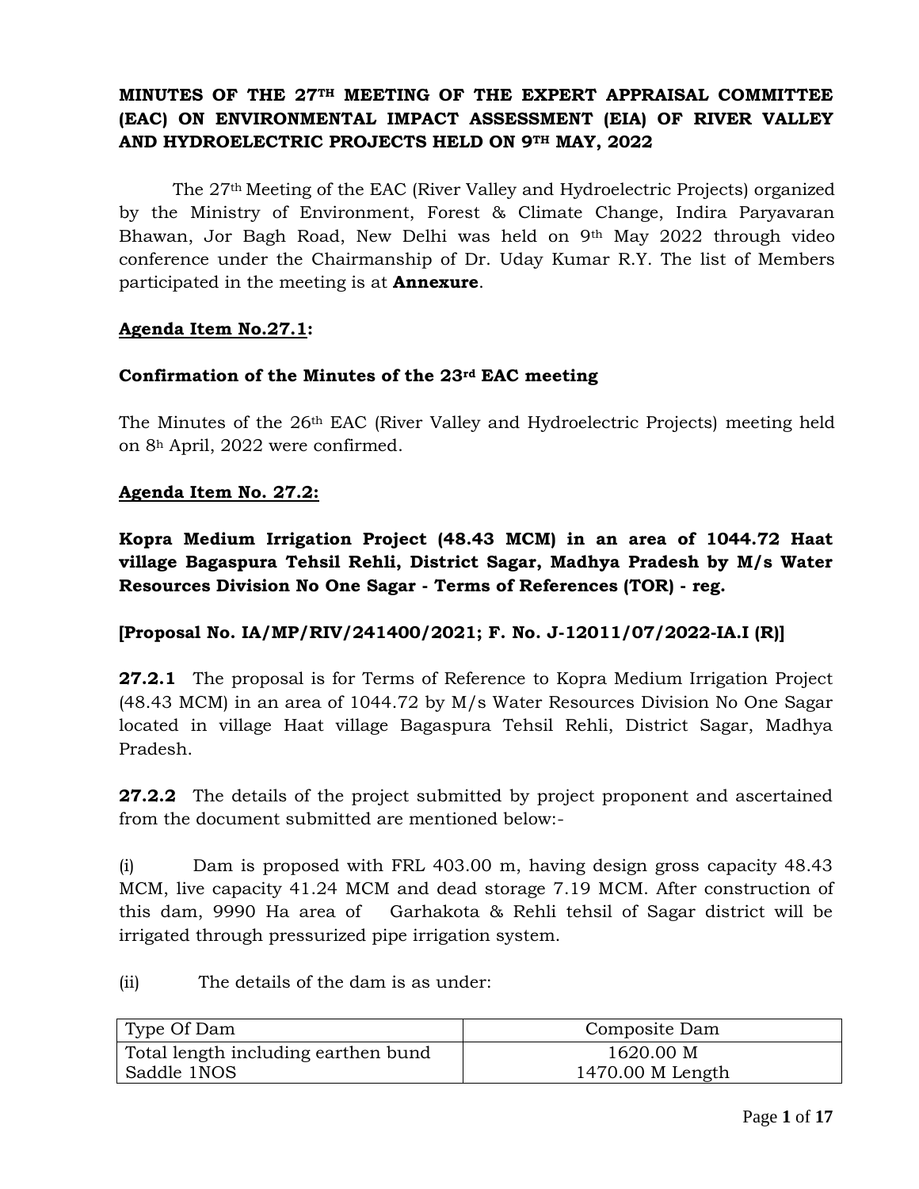# MINUTES OF THE 27TH MEETING OF THE EXPERT APPRAISAL COMMITTEE (EAC) ON ENVIRONMENTAL IMPACT ASSESSMENT (EIA) OF RIVER VALLEY AND HYDROELECTRIC PROJECTS HELD ON 9TH MAY, 2022

The 27th Meeting of the EAC (River Valley and Hydroelectric Projects) organized by the Ministry of Environment, Forest & Climate Change, Indira Paryavaran Bhawan, Jor Bagh Road, New Delhi was held on 9th May 2022 through video conference under the Chairmanship of Dr. Uday Kumar R.Y. The list of Members participated in the meeting is at **Annexure**.

## Agenda Item No.27.1:

### Confirmation of the Minutes of the 23rd EAC meeting

The Minutes of the 26th EAC (River Valley and Hydroelectric Projects) meeting held on 8h April, 2022 were confirmed.

## Agenda Item No. 27.2:

### Kopra Medium Irrigation Project (48.43 MCM) in an area of 1044.72 Haat village Bagaspura Tehsil Rehli, District Sagar, Madhya Pradesh by M/s Water Resources Division No One Sagar - Terms of References (TOR) - reg.

**[Proposal No. IA/MP/RIV/241400/2021; F. No. J-12011/07/2022-IA.I (R)]**

**27.2.1** The proposal is for Terms of Reference to Kopra Medium Irrigation Project (48.43 MCM) in an area of 1044.72 by M/s Water Resources Division No One Sagar located in village Haat village Bagaspura Tehsil Rehli, District Sagar, Madhya Pradesh.

**27.2.2** The details of the project submitted by project proponent and ascertained from the document submitted are mentioned below:-

(i) Dam is proposed with FRL 403.00 m, having design gross capacity 48.43 MCM, live capacity 41.24 MCM and dead storage 7.19 MCM. After construction of this dam, 9990 Ha area of Garhakota & Rehli tehsil of Sagar district will be irrigated through pressurized pipe irrigation system.

(ii) The details of the dam is as under:

| Type Of Dam | Composite Dam |
|---|---|
| Total length including earthen bund<br>Saddle 1NOS | 1620.00 M<br>1470.00 M Length |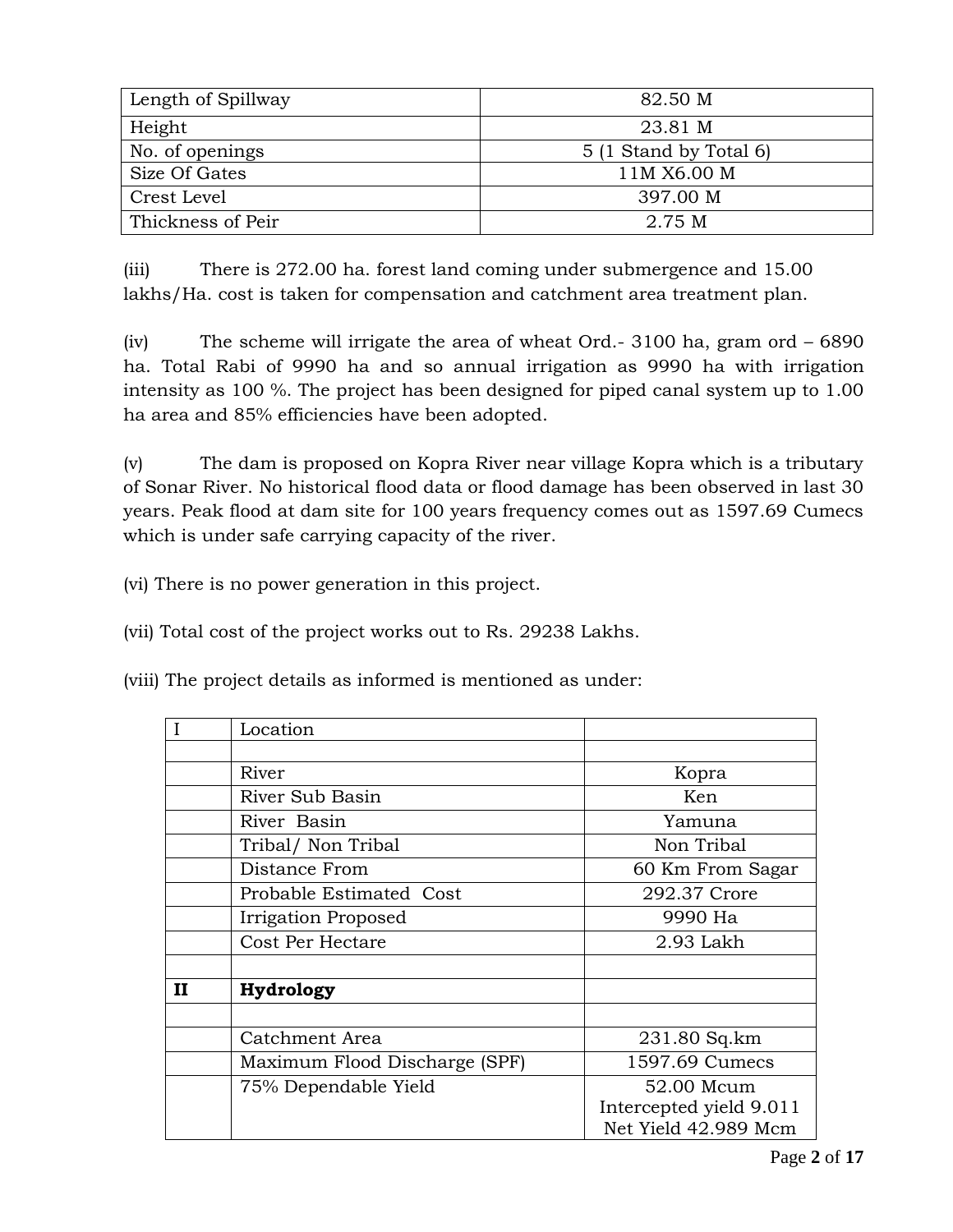| Length of Spillway | 82.50 M |
|---|---|
| Height | 23.81 M |
| No. of openings | 5 (1 Stand by Total 6) |
| Size Of Gates | 11M X6.00 M |
| Crest Level | 397.00 M |
| Thickness of Peir | 2.75 M |

(iii) There is 272.00 ha. forest land coming under submergence and 15.00 lakhs/Ha. cost is taken for compensation and catchment area treatment plan.

(iv) The scheme will irrigate the area of wheat Ord.- 3100 ha, gram ord – 6890 ha. Total Rabi of 9990 ha and so annual irrigation as 9990 ha with irrigation intensity as 100 %. The project has been designed for piped canal system up to 1.00 ha area and 85% efficiencies have been adopted.

(v) The dam is proposed on Kopra River near village Kopra which is a tributary of Sonar River. No historical flood data or flood damage has been observed in last 30 years. Peak flood at dam site for 100 years frequency comes out as 1597.69 Cumecs which is under safe carrying capacity of the river.

(vi) There is no power generation in this project.

(vii) Total cost of the project works out to Rs. 29238 Lakhs.

(viii) The project details as informed is mentioned as under:

| I | Location | |
|---|---|---|
| | | |
| | River | Kopra |
| | River Sub Basin | Ken |
| | River Basin | Yamuna |
| | Tribal/ Non Tribal | Non Tribal |
| | Distance From | 60 Km From Sagar |
| | Probable Estimated Cost | 292.37 Crore |
| | Irrigation Proposed | 9990 Ha |
| | Cost Per Hectare | 2.93 Lakh |
| | | |
| **II** | **Hydrology** | |
| | | |
| | Catchment Area | 231.80 Sq.km |
| | Maximum Flood Discharge (SPF) | 1597.69 Cumecs |
| | 75% Dependable Yield | 52.00 Mcum<br>Intercepted yield 9.011<br>Net Yield 42.989 Mcm |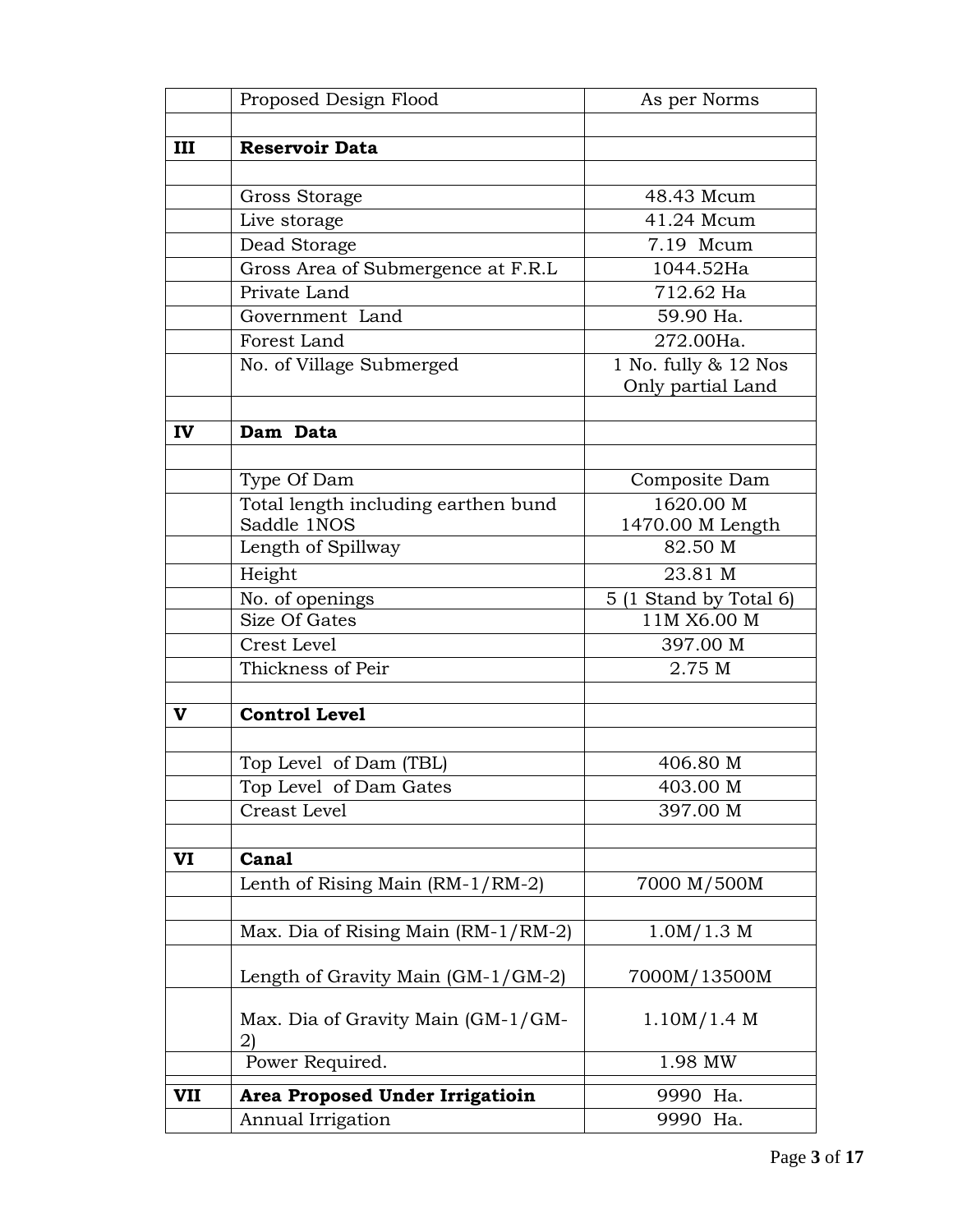| | | |
|---|---|---|
| | Proposed Design Flood | As per Norms |
| | | |
| **III** | **Reservoir Data** | |
| | | |
| | Gross Storage | 48.43 Mcum |
| | Live storage | 41.24 Mcum |
| | Dead Storage | 7.19 Mcum |
| | Gross Area of Submergence at F.R.L | 1044.52Ha |
| | Private Land | 712.62 Ha |
| | Government Land | 59.90 Ha. |
| | Forest Land | 272.00Ha. |
| | No. of Village Submerged | 1 No. fully & 12 Nos Only partial Land |
| | | |
| **IV** | **Dam Data** | |
| | | |
| | Type Of Dam | Composite Dam |
| | Total length including earthen bund Saddle 1NOS | 1620.00 M 1470.00 M Length |
| | Length of Spillway | 82.50 M |
| | Height | 23.81 M |
| | No. of openings | 5 (1 Stand by Total 6) |
| | Size Of Gates | 11M X6.00 M |
| | Crest Level | 397.00 M |
| | Thickness of Peir | 2.75 M |
| | | |
| **V** | **Control Level** | |
| | | |
| | Top Level of Dam (TBL) | 406.80 M |
| | Top Level of Dam Gates | 403.00 M |
| | Creast Level | 397.00 M |
| | | |
| **VI** | **Canal** | |
| | Lenth of Rising Main (RM-1/RM-2) | 7000 M/500M |
| | | |
| | Max. Dia of Rising Main (RM-1/RM-2) | 1.0M/1.3 M |
| | Length of Gravity Main (GM-1/GM-2) | 7000M/13500M |
| | Max. Dia of Gravity Main (GM-1/GM-2) | 1.10M/1.4 M |
| | Power Required. | 1.98 MW |
| | | |
| **VII** | **Area Proposed Under Irrigatioin** | 9990 Ha. |
| | Annual Irrigation | 9990 Ha. |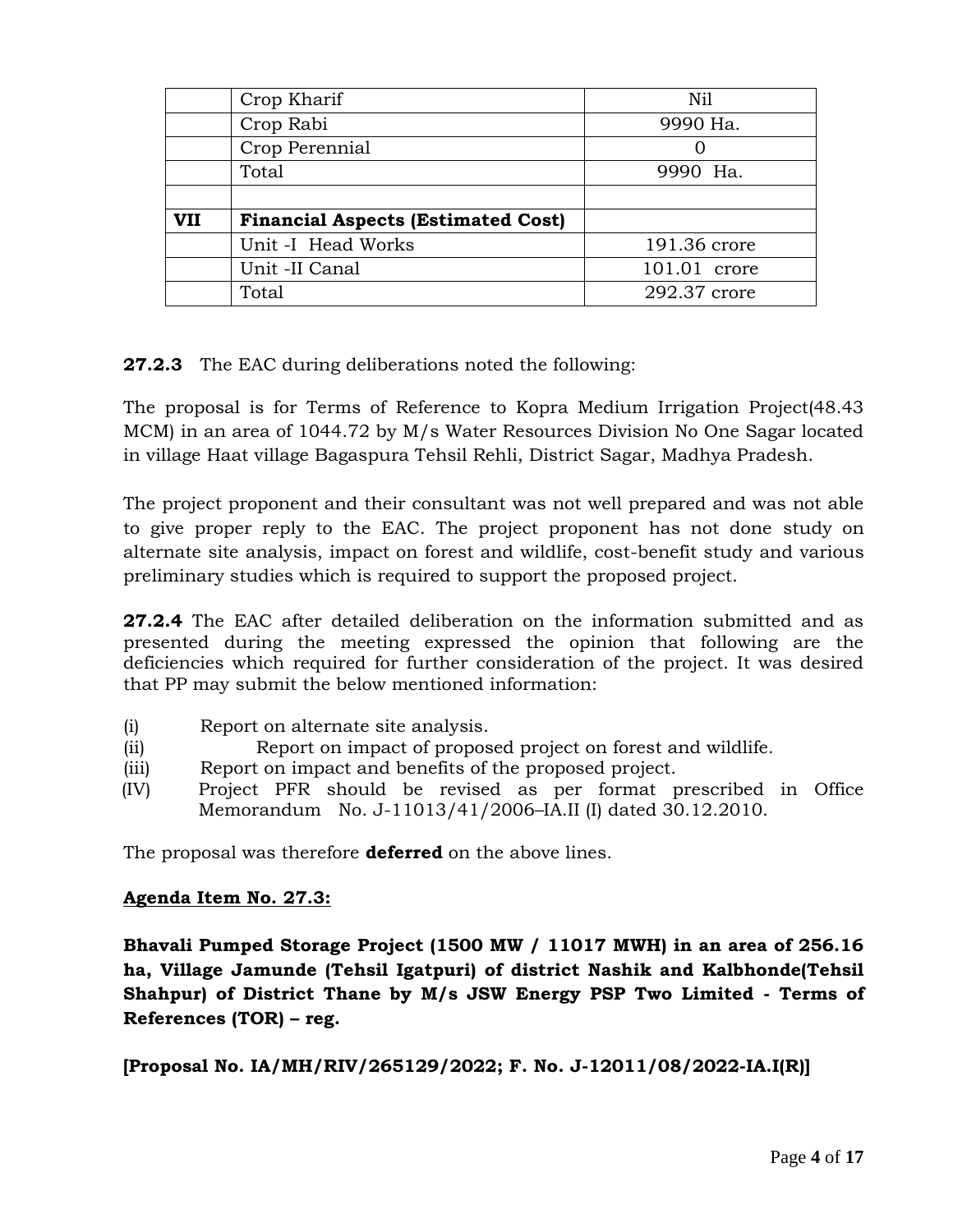| | | |
|---|---|---|
| | Crop Kharif | Nil |
| | Crop Rabi | 9990 Ha. |
| | Crop Perennial | 0 |
| | Total | 9990 Ha. |
| | | |
| **VII** | **Financial Aspects (Estimated Cost)** | |
| | Unit -I Head Works | 191.36 crore |
| | Unit -II Canal | 101.01 crore |
| | Total | 292.37 crore |

**27.2.3** The EAC during deliberations noted the following:

The proposal is for Terms of Reference to Kopra Medium Irrigation Project(48.43 MCM) in an area of 1044.72 by M/s Water Resources Division No One Sagar located in village Haat village Bagaspura Tehsil Rehli, District Sagar, Madhya Pradesh.

The project proponent and their consultant was not well prepared and was not able to give proper reply to the EAC. The project proponent has not done study on alternate site analysis, impact on forest and wildlife, cost-benefit study and various preliminary studies which is required to support the proposed project.

**27.2.4** The EAC after detailed deliberation on the information submitted and as presented during the meeting expressed the opinion that following are the deficiencies which required for further consideration of the project. It was desired that PP may submit the below mentioned information:

(i) Report on alternate site analysis.
(ii) Report on impact of proposed project on forest and wildlife.
(iii) Report on impact and benefits of the proposed project.
(IV) Project PFR should be revised as per format prescribed in Office Memorandum No. J-11013/41/2006–IA.II (I) dated 30.12.2010.

The proposal was therefore **deferred** on the above lines.

**Agenda Item No. 27.3:**

**Bhavali Pumped Storage Project (1500 MW / 11017 MWH) in an area of 256.16 ha, Village Jamunde (Tehsil Igatpuri) of district Nashik and Kalbhonde(Tehsil Shahpur) of District Thane by M/s JSW Energy PSP Two Limited - Terms of References (TOR) – reg.**

**[Proposal No. IA/MH/RIV/265129/2022; F. No. J-12011/08/2022-IA.I(R)]**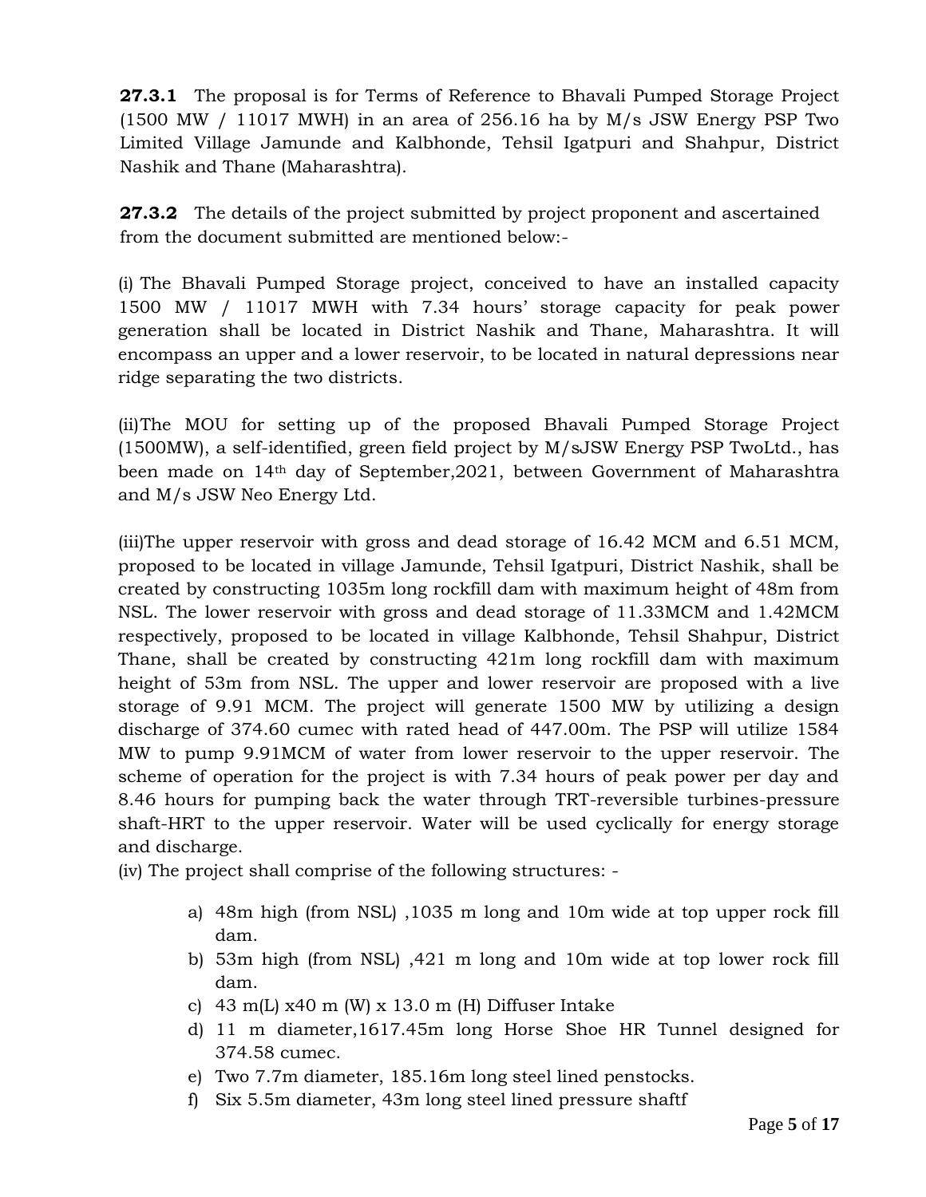**27.3.1** The proposal is for Terms of Reference to Bhavali Pumped Storage Project (1500 MW / 11017 MWH) in an area of 256.16 ha by M/s JSW Energy PSP Two Limited Village Jamunde and Kalbhonde, Tehsil Igatpuri and Shahpur, District Nashik and Thane (Maharashtra).

**27.3.2** The details of the project submitted by project proponent and ascertained from the document submitted are mentioned below:-

(i) The Bhavali Pumped Storage project, conceived to have an installed capacity 1500 MW / 11017 MWH with 7.34 hours' storage capacity for peak power generation shall be located in District Nashik and Thane, Maharashtra. It will encompass an upper and a lower reservoir, to be located in natural depressions near ridge separating the two districts.

(ii)The MOU for setting up of the proposed Bhavali Pumped Storage Project (1500MW), a self-identified, green field project by M/sJSW Energy PSP TwoLtd., has been made on 14th day of September,2021, between Government of Maharashtra and M/s JSW Neo Energy Ltd.

(iii)The upper reservoir with gross and dead storage of 16.42 MCM and 6.51 MCM, proposed to be located in village Jamunde, Tehsil Igatpuri, District Nashik, shall be created by constructing 1035m long rockfill dam with maximum height of 48m from NSL. The lower reservoir with gross and dead storage of 11.33MCM and 1.42MCM respectively, proposed to be located in village Kalbhonde, Tehsil Shahpur, District Thane, shall be created by constructing 421m long rockfill dam with maximum height of 53m from NSL. The upper and lower reservoir are proposed with a live storage of 9.91 MCM. The project will generate 1500 MW by utilizing a design discharge of 374.60 cumec with rated head of 447.00m. The PSP will utilize 1584 MW to pump 9.91MCM of water from lower reservoir to the upper reservoir. The scheme of operation for the project is with 7.34 hours of peak power per day and 8.46 hours for pumping back the water through TRT-reversible turbines-pressure shaft-HRT to the upper reservoir. Water will be used cyclically for energy storage and discharge.

(iv) The project shall comprise of the following structures: -

a) 48m high (from NSL) ,1035 m long and 10m wide at top upper rock fill dam.
b) 53m high (from NSL) ,421 m long and 10m wide at top lower rock fill dam.
c) 43 m(L) x40 m (W) x 13.0 m (H) Diffuser Intake
d) 11 m diameter,1617.45m long Horse Shoe HR Tunnel designed for 374.58 cumec.
e) Two 7.7m diameter, 185.16m long steel lined penstocks.
f) Six 5.5m diameter, 43m long steel lined pressure shaftf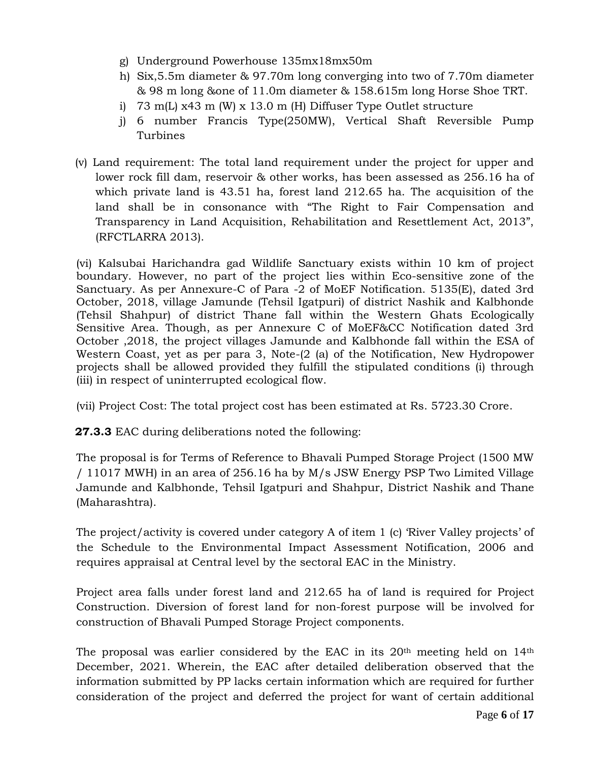g) Underground Powerhouse 135mx18mx50m
h) Six,5.5m diameter & 97.70m long converging into two of 7.70m diameter & 98 m long &one of 11.0m diameter & 158.615m long Horse Shoe TRT.
i) 73 m(L) x43 m (W) x 13.0 m (H) Diffuser Type Outlet structure
j) 6 number Francis Type(250MW), Vertical Shaft Reversible Pump Turbines

(v) Land requirement: The total land requirement under the project for upper and lower rock fill dam, reservoir & other works, has been assessed as 256.16 ha of which private land is 43.51 ha, forest land 212.65 ha. The acquisition of the land shall be in consonance with "The Right to Fair Compensation and Transparency in Land Acquisition, Rehabilitation and Resettlement Act, 2013", (RFCTLARRA 2013).

(vi) Kalsubai Harichandra gad Wildlife Sanctuary exists within 10 km of project boundary. However, no part of the project lies within Eco-sensitive zone of the Sanctuary. As per Annexure-C of Para -2 of MoEF Notification. 5135(E), dated 3rd October, 2018, village Jamunde (Tehsil Igatpuri) of district Nashik and Kalbhonde (Tehsil Shahpur) of district Thane fall within the Western Ghats Ecologically Sensitive Area. Though, as per Annexure C of MoEF&CC Notification dated 3rd October ,2018, the project villages Jamunde and Kalbhonde fall within the ESA of Western Coast, yet as per para 3, Note-(2 (a) of the Notification, New Hydropower projects shall be allowed provided they fulfill the stipulated conditions (i) through (iii) in respect of uninterrupted ecological flow.

(vii) Project Cost: The total project cost has been estimated at Rs. 5723.30 Crore.

**27.3.3** EAC during deliberations noted the following:

The proposal is for Terms of Reference to Bhavali Pumped Storage Project (1500 MW / 11017 MWH) in an area of 256.16 ha by M/s JSW Energy PSP Two Limited Village Jamunde and Kalbhonde, Tehsil Igatpuri and Shahpur, District Nashik and Thane (Maharashtra).

The project/activity is covered under category A of item 1 (c) 'River Valley projects' of the Schedule to the Environmental Impact Assessment Notification, 2006 and requires appraisal at Central level by the sectoral EAC in the Ministry.

Project area falls under forest land and 212.65 ha of land is required for Project Construction. Diversion of forest land for non-forest purpose will be involved for construction of Bhavali Pumped Storage Project components.

The proposal was earlier considered by the EAC in its 20th meeting held on 14th December, 2021. Wherein, the EAC after detailed deliberation observed that the information submitted by PP lacks certain information which are required for further consideration of the project and deferred the project for want of certain additional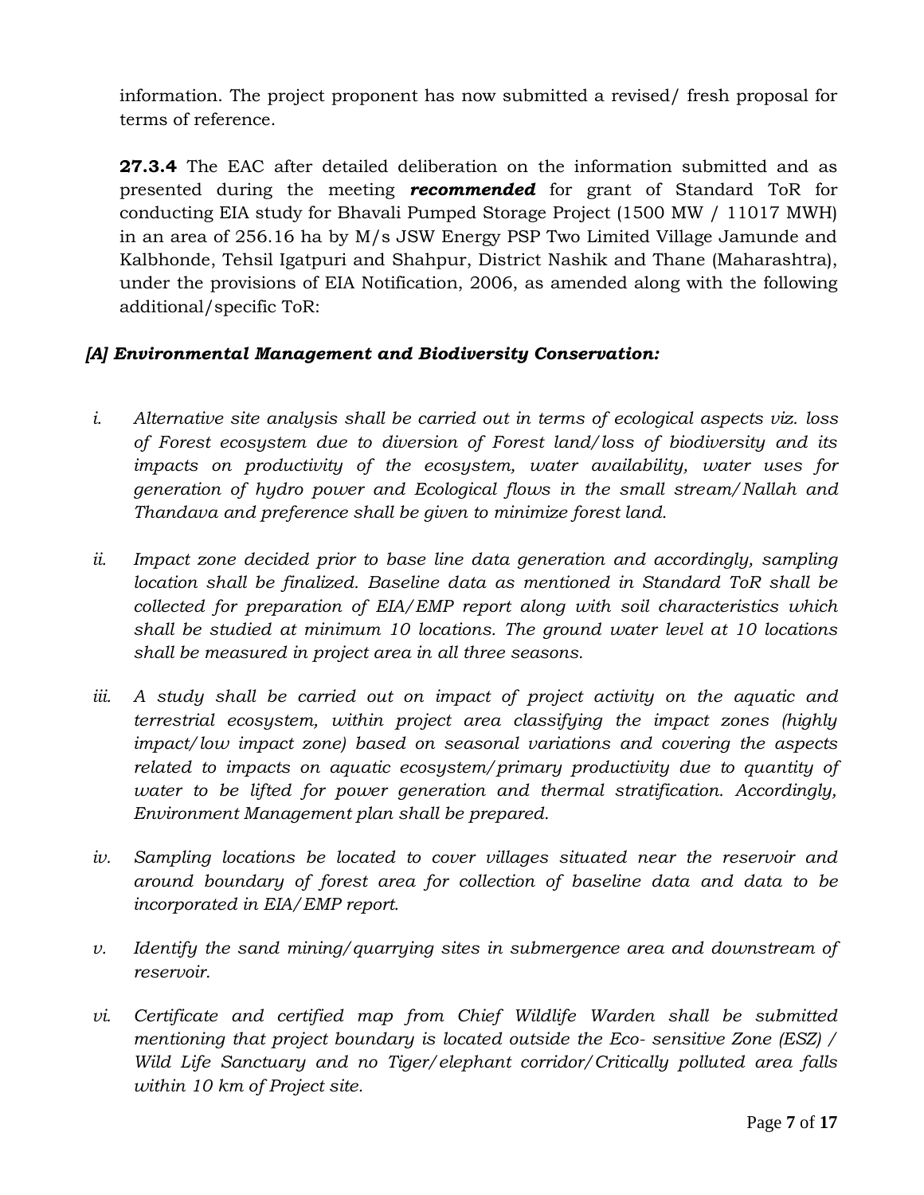information. The project proponent has now submitted a revised/ fresh proposal for terms of reference.

**27.3.4** The EAC after detailed deliberation on the information submitted and as presented during the meeting ***recommended*** for grant of Standard ToR for conducting EIA study for Bhavali Pumped Storage Project (1500 MW / 11017 MWH) in an area of 256.16 ha by M/s JSW Energy PSP Two Limited Village Jamunde and Kalbhonde, Tehsil Igatpuri and Shahpur, District Nashik and Thane (Maharashtra), under the provisions of EIA Notification, 2006, as amended along with the following additional/specific ToR:

***[A] Environmental Management and Biodiversity Conservation:***

i. *Alternative site analysis shall be carried out in terms of ecological aspects viz. loss of Forest ecosystem due to diversion of Forest land/loss of biodiversity and its impacts on productivity of the ecosystem, water availability, water uses for generation of hydro power and Ecological flows in the small stream/Nallah and Thandava and preference shall be given to minimize forest land.*

ii. *Impact zone decided prior to base line data generation and accordingly, sampling location shall be finalized. Baseline data as mentioned in Standard ToR shall be collected for preparation of EIA/EMP report along with soil characteristics which shall be studied at minimum 10 locations. The ground water level at 10 locations shall be measured in project area in all three seasons.*

iii. *A study shall be carried out on impact of project activity on the aquatic and terrestrial ecosystem, within project area classifying the impact zones (highly impact/low impact zone) based on seasonal variations and covering the aspects related to impacts on aquatic ecosystem/primary productivity due to quantity of water to be lifted for power generation and thermal stratification. Accordingly, Environment Management plan shall be prepared.*

iv. *Sampling locations be located to cover villages situated near the reservoir and around boundary of forest area for collection of baseline data and data to be incorporated in EIA/EMP report.*

v. *Identify the sand mining/quarrying sites in submergence area and downstream of reservoir.*

vi. *Certificate and certified map from Chief Wildlife Warden shall be submitted mentioning that project boundary is located outside the Eco- sensitive Zone (ESZ) / Wild Life Sanctuary and no Tiger/elephant corridor/Critically polluted area falls within 10 km of Project site.*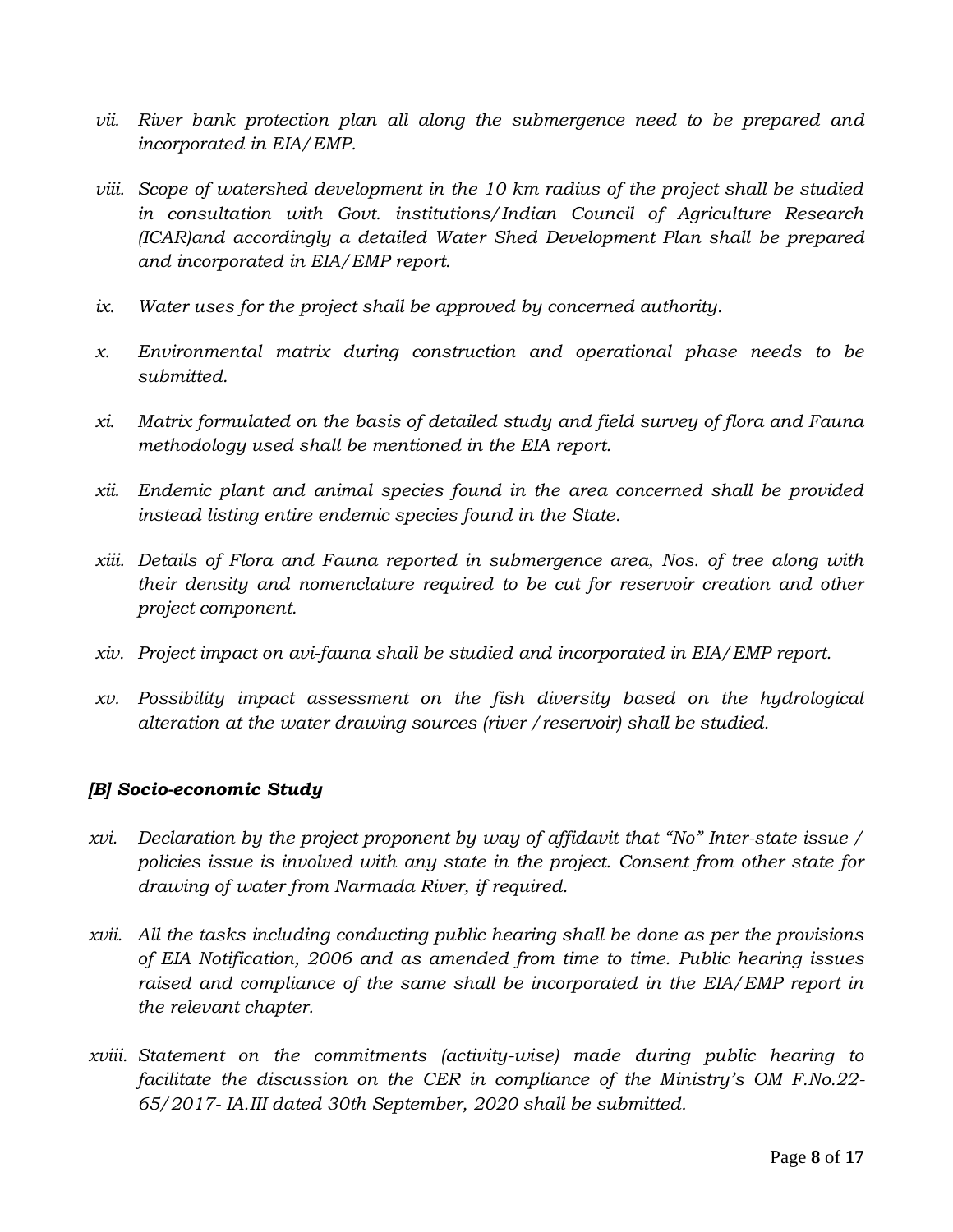*vii. River bank protection plan all along the submergence need to be prepared and incorporated in EIA/EMP.*

*viii. Scope of watershed development in the 10 km radius of the project shall be studied in consultation with Govt. institutions/Indian Council of Agriculture Research (ICAR)and accordingly a detailed Water Shed Development Plan shall be prepared and incorporated in EIA/EMP report.*

*ix. Water uses for the project shall be approved by concerned authority.*

*x. Environmental matrix during construction and operational phase needs to be submitted.*

*xi. Matrix formulated on the basis of detailed study and field survey of flora and Fauna methodology used shall be mentioned in the EIA report.*

*xii. Endemic plant and animal species found in the area concerned shall be provided instead listing entire endemic species found in the State.*

*xiii. Details of Flora and Fauna reported in submergence area, Nos. of tree along with their density and nomenclature required to be cut for reservoir creation and other project component.*

*xiv. Project impact on avi-fauna shall be studied and incorporated in EIA/EMP report.*

*xv. Possibility impact assessment on the fish diversity based on the hydrological alteration at the water drawing sources (river /reservoir) shall be studied.*

***[B] Socio-economic Study***

*xvi. Declaration by the project proponent by way of affidavit that "No" Inter-state issue / policies issue is involved with any state in the project. Consent from other state for drawing of water from Narmada River, if required.*

*xvii. All the tasks including conducting public hearing shall be done as per the provisions of EIA Notification, 2006 and as amended from time to time. Public hearing issues raised and compliance of the same shall be incorporated in the EIA/EMP report in the relevant chapter.*

*xviii. Statement on the commitments (activity-wise) made during public hearing to facilitate the discussion on the CER in compliance of the Ministry's OM F.No.22-65/2017- IA.III dated 30th September, 2020 shall be submitted.*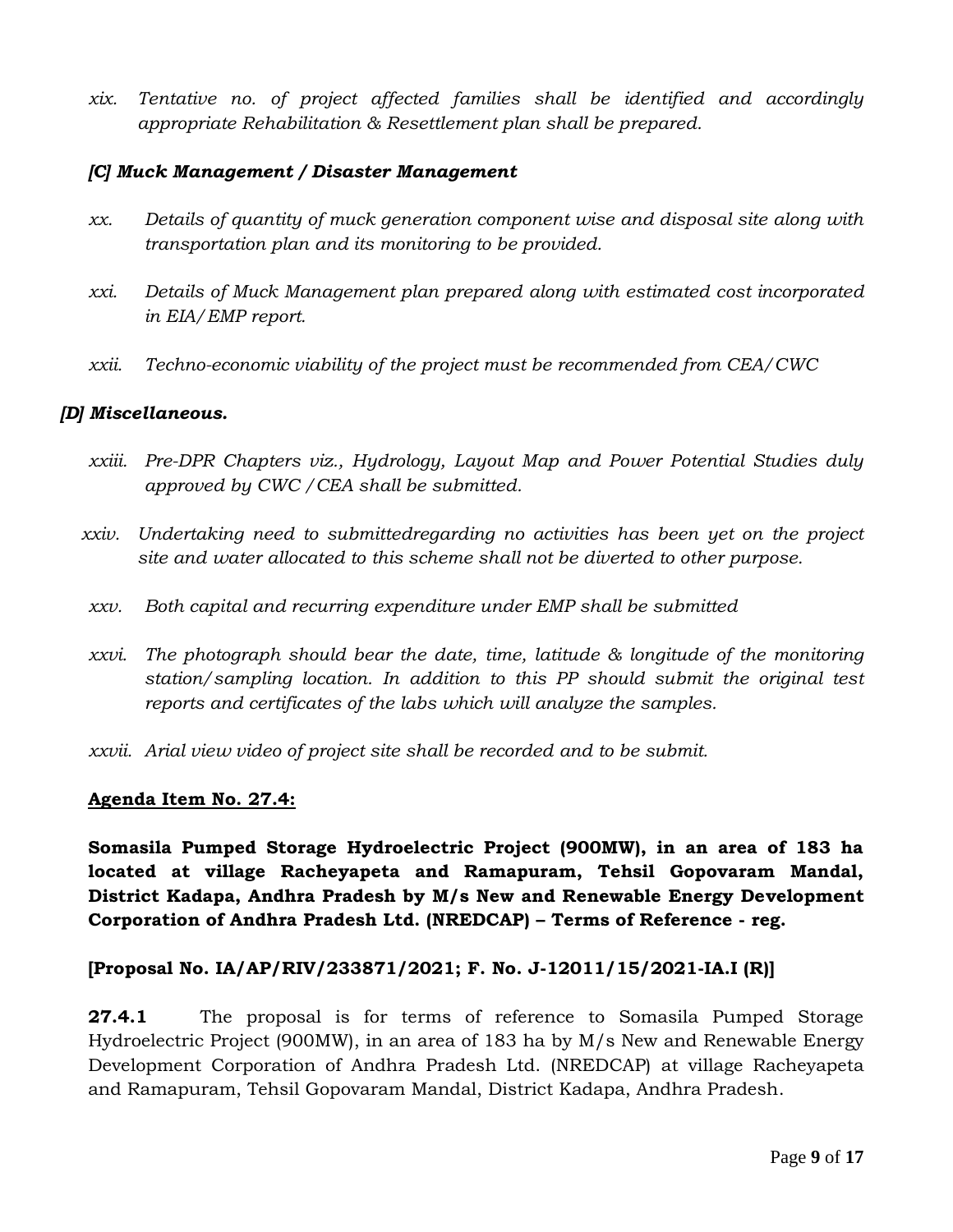*xix. Tentative no. of project affected families shall be identified and accordingly appropriate Rehabilitation & Resettlement plan shall be prepared.*

### *[C] Muck Management / Disaster Management*

*xx. Details of quantity of muck generation component wise and disposal site along with transportation plan and its monitoring to be provided.*

*xxi. Details of Muck Management plan prepared along with estimated cost incorporated in EIA/EMP report.*

*xxii. Techno-economic viability of the project must be recommended from CEA/CWC*

### *[D] Miscellaneous.*

*xxiii. Pre-DPR Chapters viz., Hydrology, Layout Map and Power Potential Studies duly approved by CWC /CEA shall be submitted.*

*xxiv. Undertaking need to submittedregarding no activities has been yet on the project site and water allocated to this scheme shall not be diverted to other purpose.*

*xxv. Both capital and recurring expenditure under EMP shall be submitted*

*xxvi. The photograph should bear the date, time, latitude & longitude of the monitoring station/sampling location. In addition to this PP should submit the original test reports and certificates of the labs which will analyze the samples.*

*xxvii. Arial view video of project site shall be recorded and to be submit.*

## **Agenda Item No. 27.4:**

**Somasila Pumped Storage Hydroelectric Project (900MW), in an area of 183 ha located at village Racheyapeta and Ramapuram, Tehsil Gopovaram Mandal, District Kadapa, Andhra Pradesh by M/s New and Renewable Energy Development Corporation of Andhra Pradesh Ltd. (NREDCAP) – Terms of Reference - reg.**

**[Proposal No. IA/AP/RIV/233871/2021; F. No. J-12011/15/2021-IA.I (R)]**

**27.4.1** The proposal is for terms of reference to Somasila Pumped Storage Hydroelectric Project (900MW), in an area of 183 ha by M/s New and Renewable Energy Development Corporation of Andhra Pradesh Ltd. (NREDCAP) at village Racheyapeta and Ramapuram, Tehsil Gopovaram Mandal, District Kadapa, Andhra Pradesh.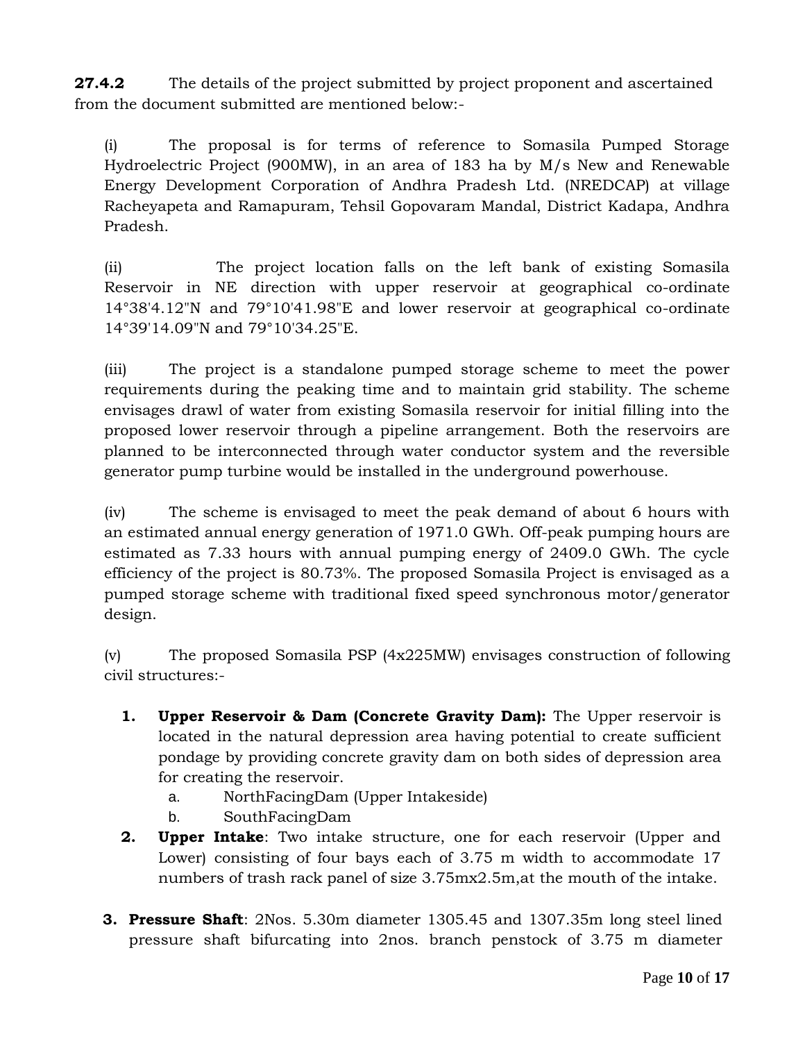**27.4.2** The details of the project submitted by project proponent and ascertained from the document submitted are mentioned below:-

(i) The proposal is for terms of reference to Somasila Pumped Storage Hydroelectric Project (900MW), in an area of 183 ha by M/s New and Renewable Energy Development Corporation of Andhra Pradesh Ltd. (NREDCAP) at village Racheyapeta and Ramapuram, Tehsil Gopovaram Mandal, District Kadapa, Andhra Pradesh.

(ii) The project location falls on the left bank of existing Somasila Reservoir in NE direction with upper reservoir at geographical co-ordinate 14°38'4.12"N and 79°10'41.98"E and lower reservoir at geographical co-ordinate 14°39'14.09"N and 79°10'34.25"E.

(iii) The project is a standalone pumped storage scheme to meet the power requirements during the peaking time and to maintain grid stability. The scheme envisages drawl of water from existing Somasila reservoir for initial filling into the proposed lower reservoir through a pipeline arrangement. Both the reservoirs are planned to be interconnected through water conductor system and the reversible generator pump turbine would be installed in the underground powerhouse.

(iv) The scheme is envisaged to meet the peak demand of about 6 hours with an estimated annual energy generation of 1971.0 GWh. Off-peak pumping hours are estimated as 7.33 hours with annual pumping energy of 2409.0 GWh. The cycle efficiency of the project is 80.73%. The proposed Somasila Project is envisaged as a pumped storage scheme with traditional fixed speed synchronous motor/generator design.

(v) The proposed Somasila PSP (4x225MW) envisages construction of following civil structures:-

1. **Upper Reservoir & Dam (Concrete Gravity Dam):** The Upper reservoir is located in the natural depression area having potential to create sufficient pondage by providing concrete gravity dam on both sides of depression area for creating the reservoir.
   a. NorthFacingDam (Upper Intakeside)
   b. SouthFacingDam
2. **Upper Intake**: Two intake structure, one for each reservoir (Upper and Lower) consisting of four bays each of 3.75 m width to accommodate 17 numbers of trash rack panel of size 3.75mx2.5m,at the mouth of the intake.
3. **Pressure Shaft**: 2Nos. 5.30m diameter 1305.45 and 1307.35m long steel lined pressure shaft bifurcating into 2nos. branch penstock of 3.75 m diameter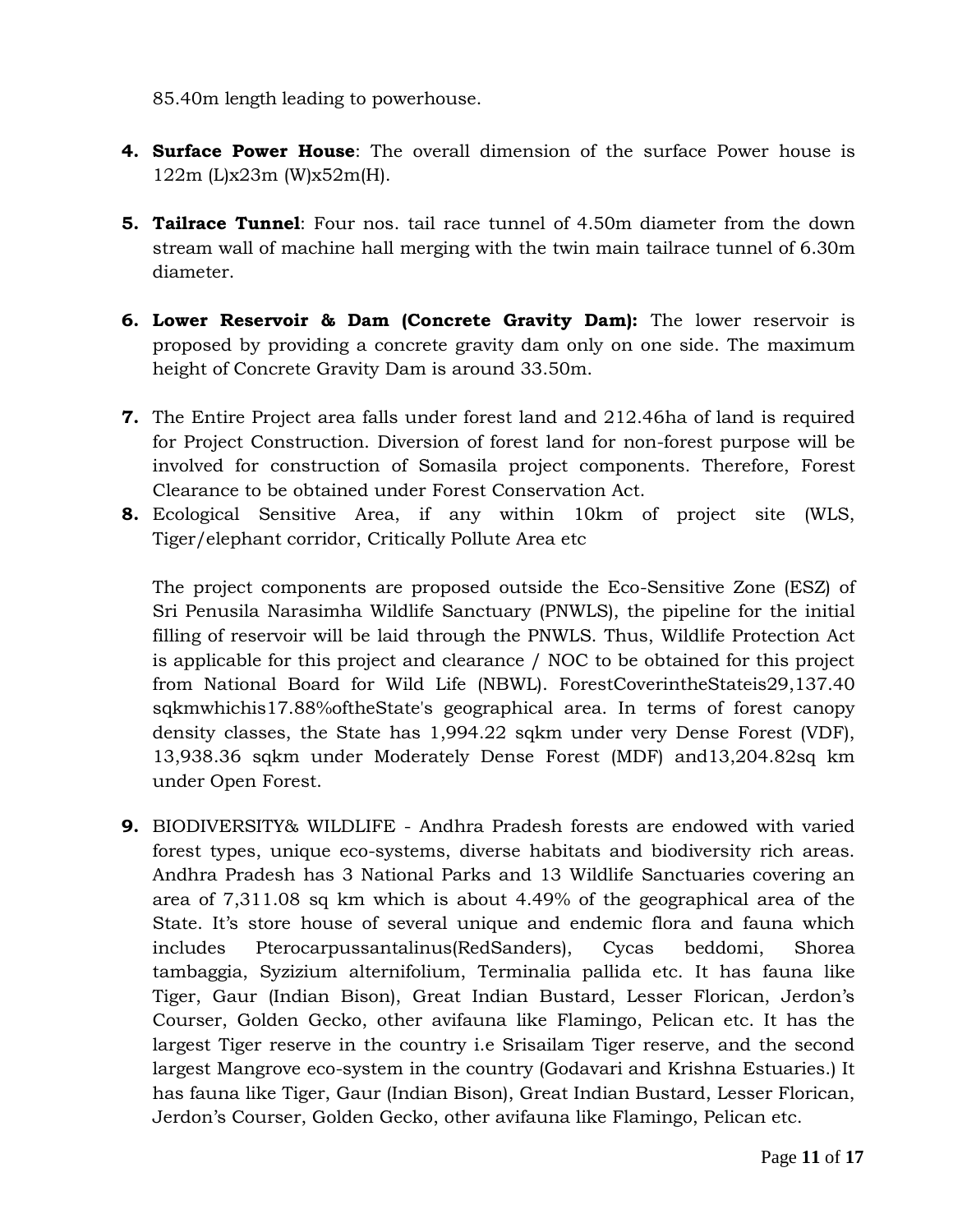85.40m length leading to powerhouse.

4. **Surface Power House**: The overall dimension of the surface Power house is 122m (L)x23m (W)x52m(H).

5. **Tailrace Tunnel**: Four nos. tail race tunnel of 4.50m diameter from the down stream wall of machine hall merging with the twin main tailrace tunnel of 6.30m diameter.

6. **Lower Reservoir & Dam (Concrete Gravity Dam):** The lower reservoir is proposed by providing a concrete gravity dam only on one side. The maximum height of Concrete Gravity Dam is around 33.50m.

7. The Entire Project area falls under forest land and 212.46ha of land is required for Project Construction. Diversion of forest land for non-forest purpose will be involved for construction of Somasila project components. Therefore, Forest Clearance to be obtained under Forest Conservation Act.

8. Ecological Sensitive Area, if any within 10km of project site (WLS, Tiger/elephant corridor, Critically Pollute Area etc

   The project components are proposed outside the Eco-Sensitive Zone (ESZ) of Sri Penusila Narasimha Wildlife Sanctuary (PNWLS), the pipeline for the initial filling of reservoir will be laid through the PNWLS. Thus, Wildlife Protection Act is applicable for this project and clearance / NOC to be obtained for this project from National Board for Wild Life (NBWL). ForestCoverintheStateis29,137.40 sqkmwhichis17.88%oftheState's geographical area. In terms of forest canopy density classes, the State has 1,994.22 sqkm under very Dense Forest (VDF), 13,938.36 sqkm under Moderately Dense Forest (MDF) and13,204.82sq km under Open Forest.

9. BIODIVERSITY& WILDLIFE - Andhra Pradesh forests are endowed with varied forest types, unique eco-systems, diverse habitats and biodiversity rich areas. Andhra Pradesh has 3 National Parks and 13 Wildlife Sanctuaries covering an area of 7,311.08 sq km which is about 4.49% of the geographical area of the State. It's store house of several unique and endemic flora and fauna which includes Pterocarpussantalinus(RedSanders), Cycas beddomi, Shorea tambaggia, Syzizium alternifolium, Terminalia pallida etc. It has fauna like Tiger, Gaur (Indian Bison), Great Indian Bustard, Lesser Florican, Jerdon's Courser, Golden Gecko, other avifauna like Flamingo, Pelican etc. It has the largest Tiger reserve in the country i.e Srisailam Tiger reserve, and the second largest Mangrove eco-system in the country (Godavari and Krishna Estuaries.) It has fauna like Tiger, Gaur (Indian Bison), Great Indian Bustard, Lesser Florican, Jerdon's Courser, Golden Gecko, other avifauna like Flamingo, Pelican etc.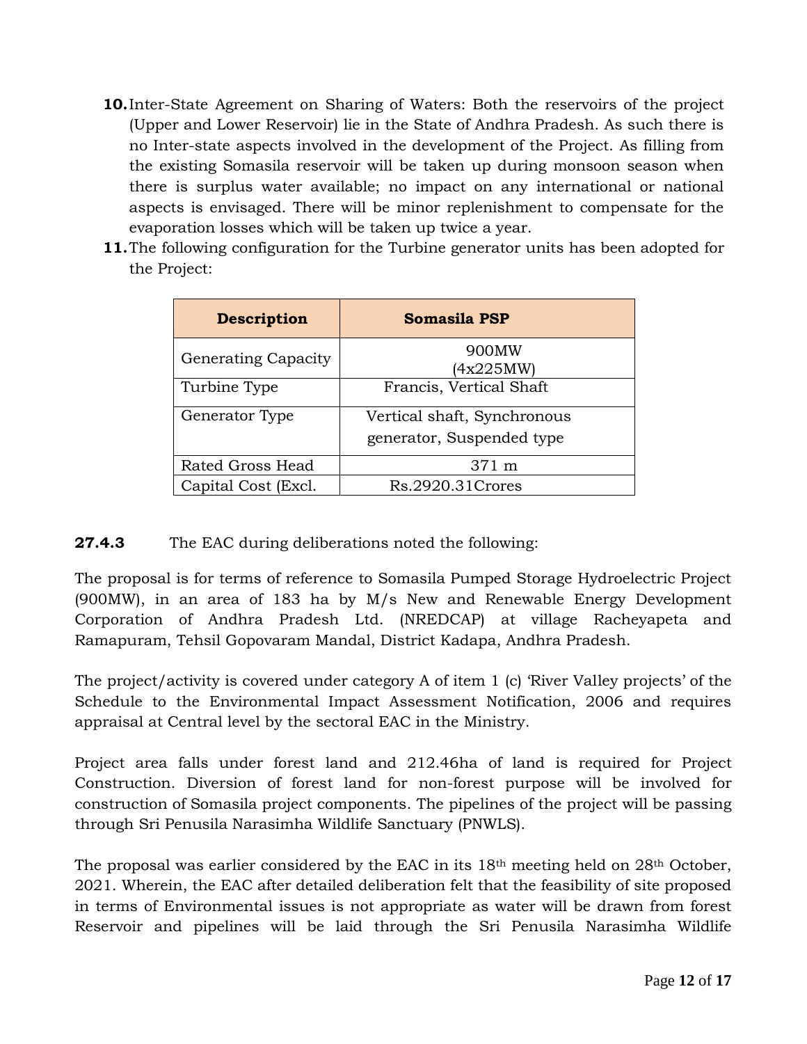10. Inter-State Agreement on Sharing of Waters: Both the reservoirs of the project (Upper and Lower Reservoir) lie in the State of Andhra Pradesh. As such there is no Inter-state aspects involved in the development of the Project. As filling from the existing Somasila reservoir will be taken up during monsoon season when there is surplus water available; no impact on any international or national aspects is envisaged. There will be minor replenishment to compensate for the evaporation losses which will be taken up twice a year.
11. The following configuration for the Turbine generator units has been adopted for the Project:

| Description | Somasila PSP |
|---|---|
| Generating Capacity | 900MW (4x225MW) |
| Turbine Type | Francis, Vertical Shaft |
| Generator Type | Vertical shaft, Synchronous generator, Suspended type |
| Rated Gross Head | 371 m |
| Capital Cost (Excl. | Rs.2920.31Crores |

**27.4.3** The EAC during deliberations noted the following:

The proposal is for terms of reference to Somasila Pumped Storage Hydroelectric Project (900MW), in an area of 183 ha by M/s New and Renewable Energy Development Corporation of Andhra Pradesh Ltd. (NREDCAP) at village Racheyapeta and Ramapuram, Tehsil Gopovaram Mandal, District Kadapa, Andhra Pradesh.

The project/activity is covered under category A of item 1 (c) 'River Valley projects' of the Schedule to the Environmental Impact Assessment Notification, 2006 and requires appraisal at Central level by the sectoral EAC in the Ministry.

Project area falls under forest land and 212.46ha of land is required for Project Construction. Diversion of forest land for non-forest purpose will be involved for construction of Somasila project components. The pipelines of the project will be passing through Sri Penusila Narasimha Wildlife Sanctuary (PNWLS).

The proposal was earlier considered by the EAC in its 18th meeting held on 28th October, 2021. Wherein, the EAC after detailed deliberation felt that the feasibility of site proposed in terms of Environmental issues is not appropriate as water will be drawn from forest Reservoir and pipelines will be laid through the Sri Penusila Narasimha Wildlife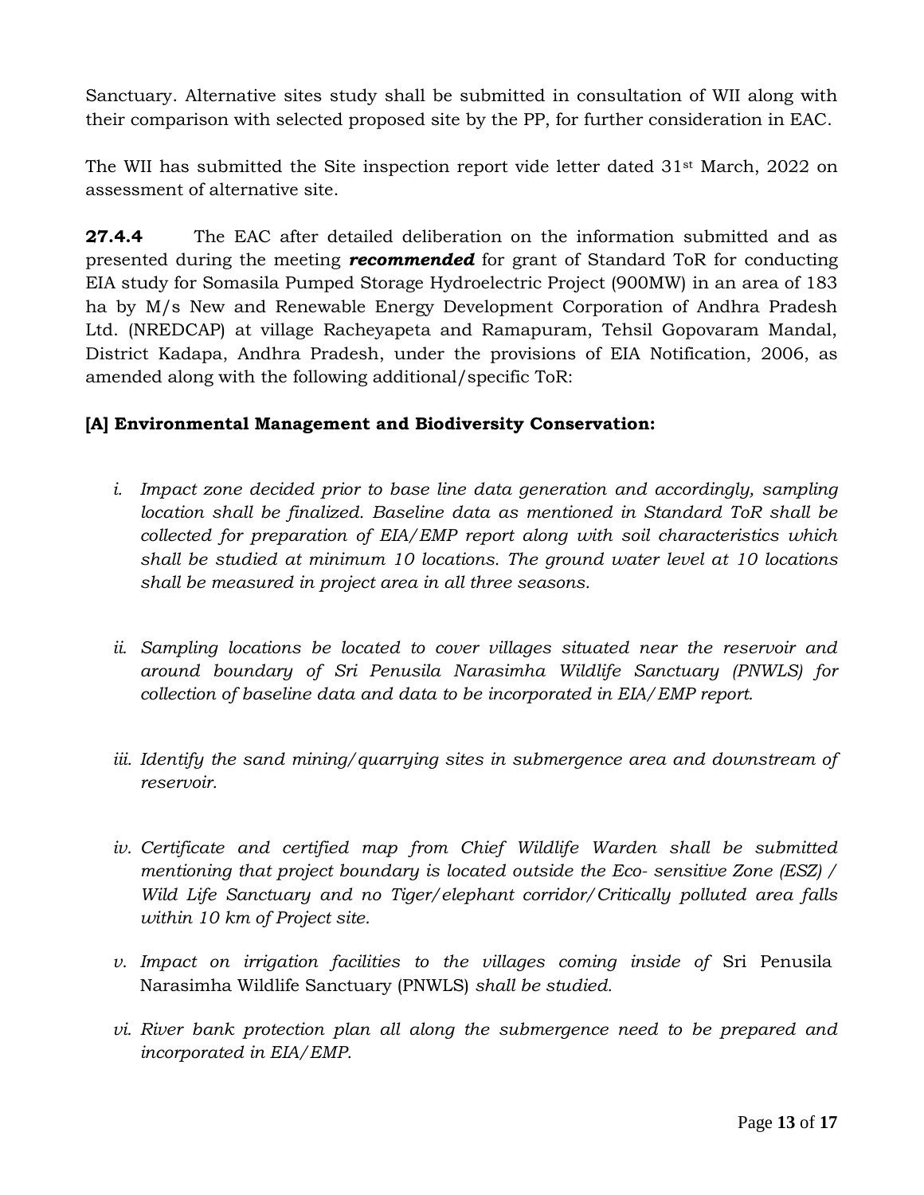Sanctuary. Alternative sites study shall be submitted in consultation of WII along with their comparison with selected proposed site by the PP, for further consideration in EAC.

The WII has submitted the Site inspection report vide letter dated 31st March, 2022 on assessment of alternative site.

**27.4.4** The EAC after detailed deliberation on the information submitted and as presented during the meeting ***recommended*** for grant of Standard ToR for conducting EIA study for Somasila Pumped Storage Hydroelectric Project (900MW) in an area of 183 ha by M/s New and Renewable Energy Development Corporation of Andhra Pradesh Ltd. (NREDCAP) at village Racheyapeta and Ramapuram, Tehsil Gopovaram Mandal, District Kadapa, Andhra Pradesh, under the provisions of EIA Notification, 2006, as amended along with the following additional/specific ToR:

**[A] Environmental Management and Biodiversity Conservation:**

*i. Impact zone decided prior to base line data generation and accordingly, sampling location shall be finalized. Baseline data as mentioned in Standard ToR shall be collected for preparation of EIA/EMP report along with soil characteristics which shall be studied at minimum 10 locations. The ground water level at 10 locations shall be measured in project area in all three seasons.*

*ii. Sampling locations be located to cover villages situated near the reservoir and around boundary of Sri Penusila Narasimha Wildlife Sanctuary (PNWLS) for collection of baseline data and data to be incorporated in EIA/EMP report.*

*iii. Identify the sand mining/quarrying sites in submergence area and downstream of reservoir.*

*iv. Certificate and certified map from Chief Wildlife Warden shall be submitted mentioning that project boundary is located outside the Eco- sensitive Zone (ESZ) / Wild Life Sanctuary and no Tiger/elephant corridor/Critically polluted area falls within 10 km of Project site.*

*v. Impact on irrigation facilities to the villages coming inside of* Sri Penusila Narasimha Wildlife Sanctuary (PNWLS) *shall be studied.*

*vi. River bank protection plan all along the submergence need to be prepared and incorporated in EIA/EMP.*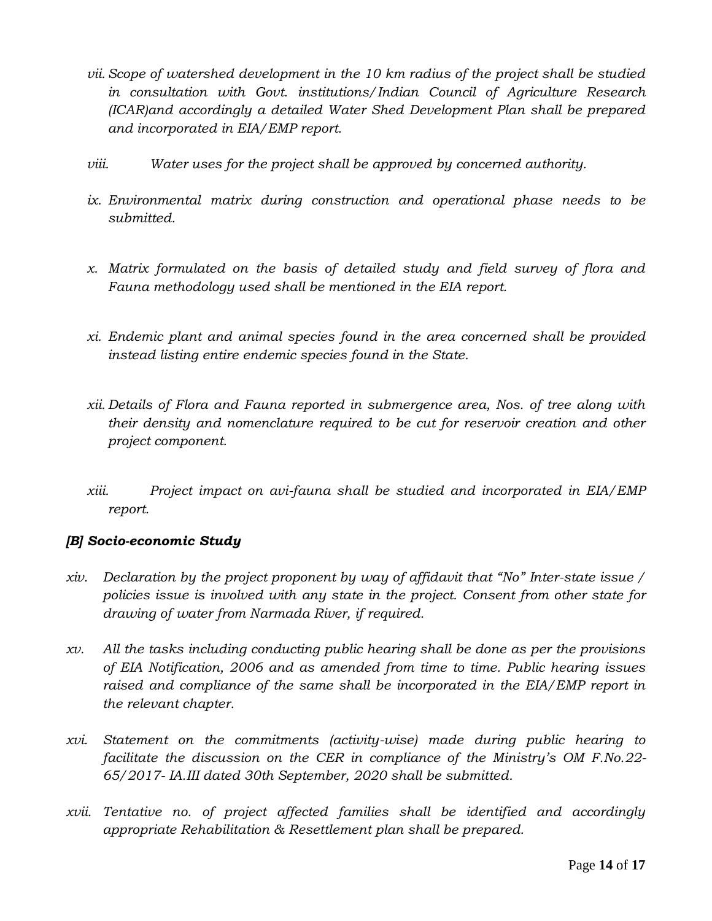*vii. Scope of watershed development in the 10 km radius of the project shall be studied in consultation with Govt. institutions/Indian Council of Agriculture Research (ICAR)and accordingly a detailed Water Shed Development Plan shall be prepared and incorporated in EIA/EMP report.*

*viii. Water uses for the project shall be approved by concerned authority.*

*ix. Environmental matrix during construction and operational phase needs to be submitted.*

*x. Matrix formulated on the basis of detailed study and field survey of flora and Fauna methodology used shall be mentioned in the EIA report.*

*xi. Endemic plant and animal species found in the area concerned shall be provided instead listing entire endemic species found in the State.*

*xii. Details of Flora and Fauna reported in submergence area, Nos. of tree along with their density and nomenclature required to be cut for reservoir creation and other project component.*

*xiii. Project impact on avi-fauna shall be studied and incorporated in EIA/EMP report.*

### *[B] Socio-economic Study*

*xiv. Declaration by the project proponent by way of affidavit that "No" Inter-state issue / policies issue is involved with any state in the project. Consent from other state for drawing of water from Narmada River, if required.*

*xv. All the tasks including conducting public hearing shall be done as per the provisions of EIA Notification, 2006 and as amended from time to time. Public hearing issues raised and compliance of the same shall be incorporated in the EIA/EMP report in the relevant chapter.*

*xvi. Statement on the commitments (activity-wise) made during public hearing to facilitate the discussion on the CER in compliance of the Ministry's OM F.No.22-65/2017- IA.III dated 30th September, 2020 shall be submitted.*

*xvii. Tentative no. of project affected families shall be identified and accordingly appropriate Rehabilitation & Resettlement plan shall be prepared.*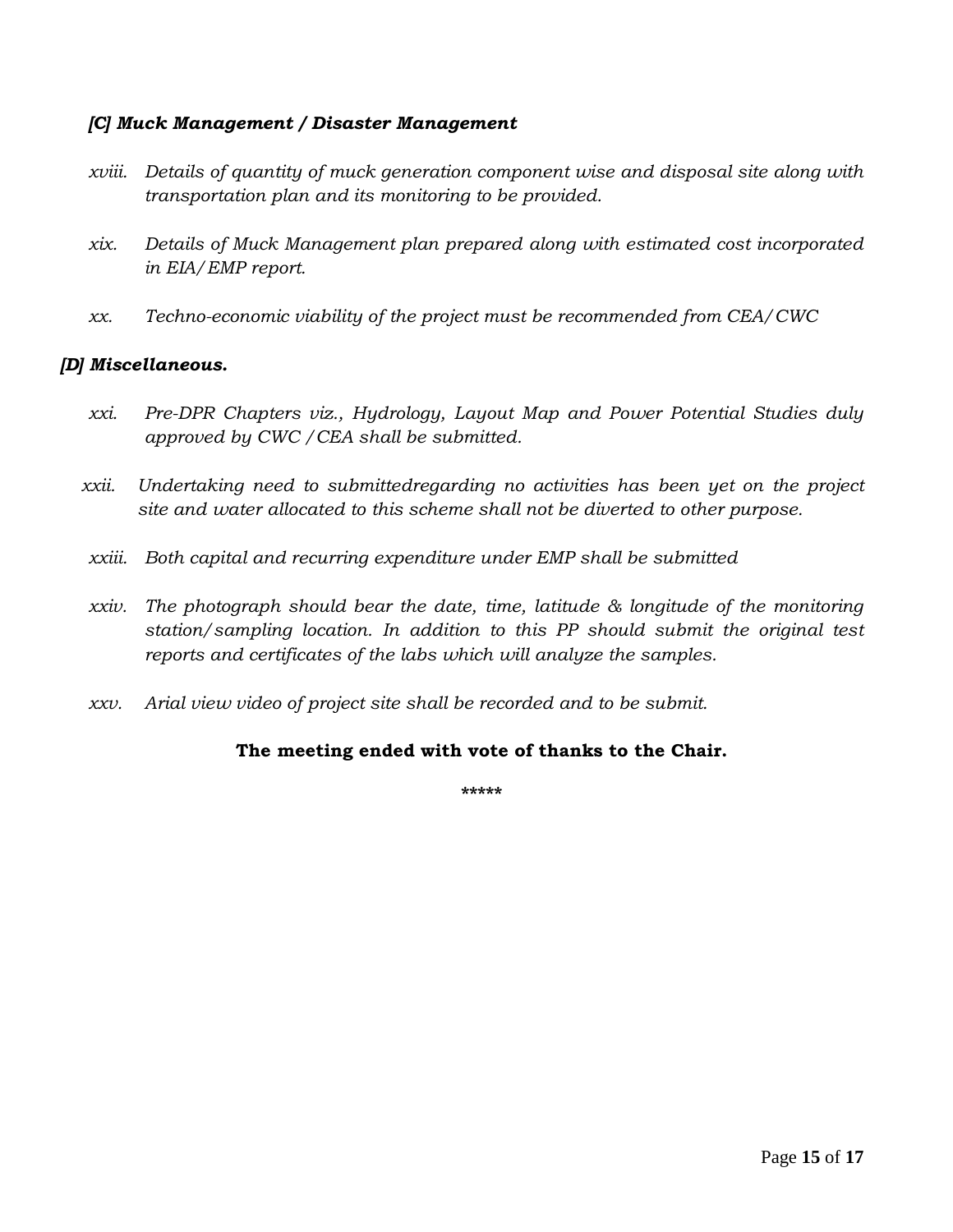### *[C] Muck Management / Disaster Management*

*xviii. Details of quantity of muck generation component wise and disposal site along with transportation plan and its monitoring to be provided.*

*xix. Details of Muck Management plan prepared along with estimated cost incorporated in EIA/EMP report.*

*xx. Techno-economic viability of the project must be recommended from CEA/CWC*

### *[D] Miscellaneous.*

*xxi. Pre-DPR Chapters viz., Hydrology, Layout Map and Power Potential Studies duly approved by CWC /CEA shall be submitted.*

*xxii. Undertaking need to submittedregarding no activities has been yet on the project site and water allocated to this scheme shall not be diverted to other purpose.*

*xxiii. Both capital and recurring expenditure under EMP shall be submitted*

*xxiv. The photograph should bear the date, time, latitude & longitude of the monitoring station/sampling location. In addition to this PP should submit the original test reports and certificates of the labs which will analyze the samples.*

*xxv. Arial view video of project site shall be recorded and to be submit.*

**The meeting ended with vote of thanks to the Chair.**

*****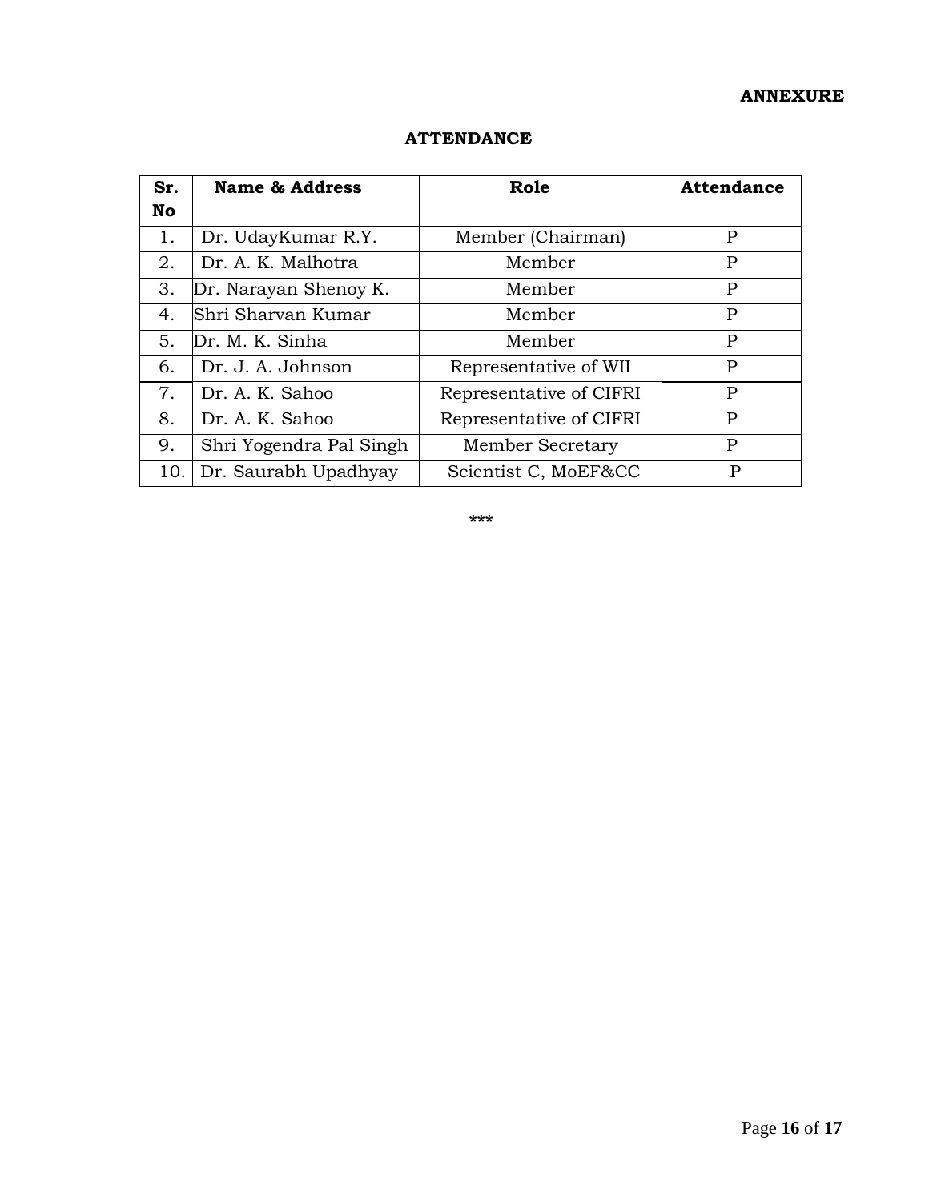**ANNEXURE**

## ATTENDANCE

| Sr. No | Name & Address | Role | Attendance |
|---|---|---|---|
| 1. | Dr. UdayKumar R.Y. | Member (Chairman) | P |
| 2. | Dr. A. K. Malhotra | Member | P |
| 3. | Dr. Narayan Shenoy K. | Member | P |
| 4. | Shri Sharvan Kumar | Member | P |
| 5. | Dr. M. K. Sinha | Member | P |
| 6. | Dr. J. A. Johnson | Representative of WII | P |
| 7. | Dr. A. K. Sahoo | Representative of CIFRI | P |
| 8. | Dr. A. K. Sahoo | Representative of CIFRI | P |
| 9. | Shri Yogendra Pal Singh | Member Secretary | P |
| 10. | Dr. Saurabh Upadhyay | Scientist C, MoEF&CC | P |

***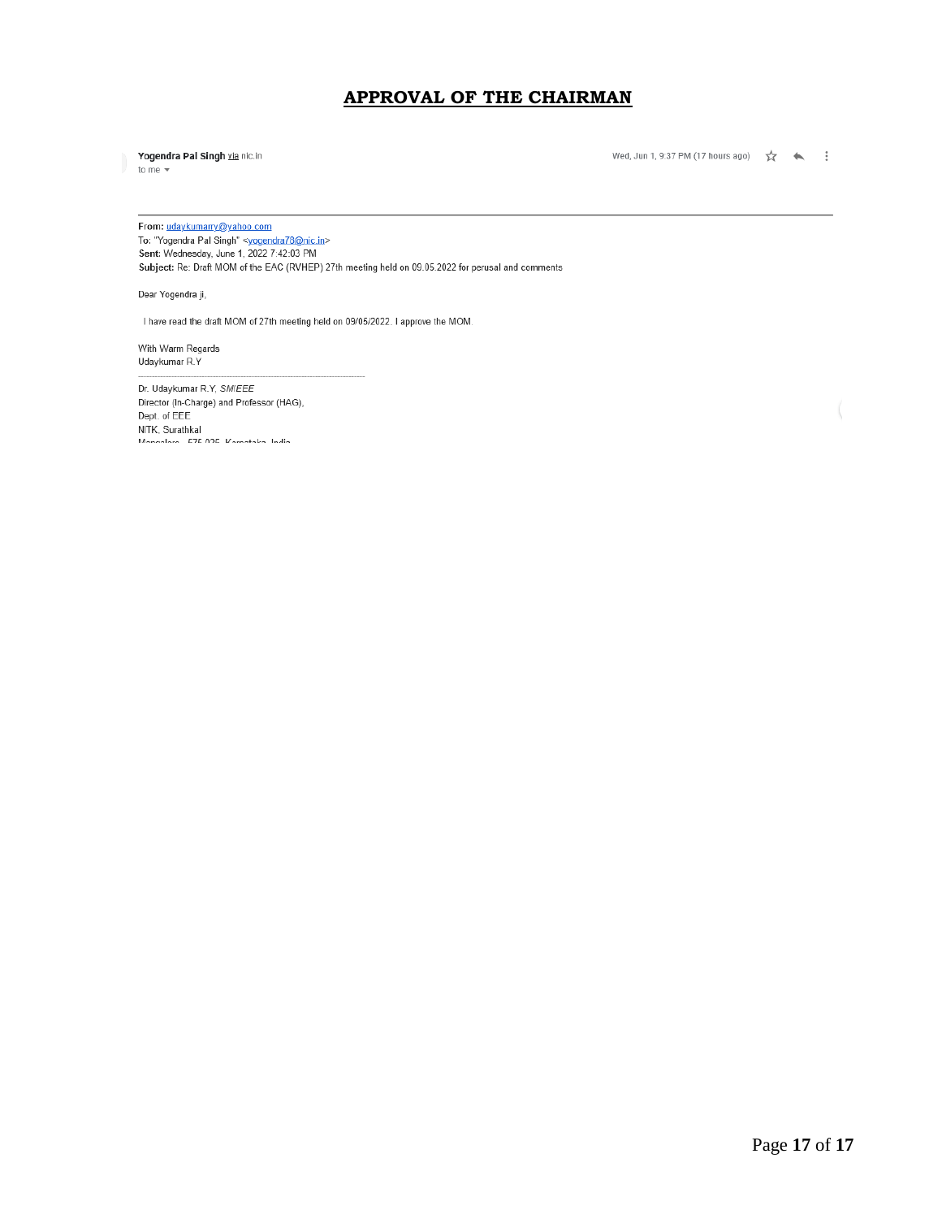## APPROVAL OF THE CHAIRMAN

**Yogendra Pal Singh** via nic.in
to me

Wed, Jun 1, 9:37 PM (17 hours ago)

---

**From:** udaykumarry@yahoo.com
To: "Yogendra Pal Singh" <yogendra78@nic.in>
**Sent:** Wednesday, June 1, 2022 7:42:03 PM
**Subject:** Re: Draft MOM of the EAC (RVHEP) 27th meeting held on 09.05.2022 for perusal and comments

Dear Yogendra ji,

I have read the draft MOM of 27th meeting held on 09/05/2022. I approve the MOM.

With Warm Regards
Udaykumar R.Y

---

Dr. Udaykumar R.Y, *SMIEEE*
Director (In-Charge) and Professor (HAG),
Dept. of EEE
NITK, Surathkal
Mangalore - 575 025, Karnataka, India